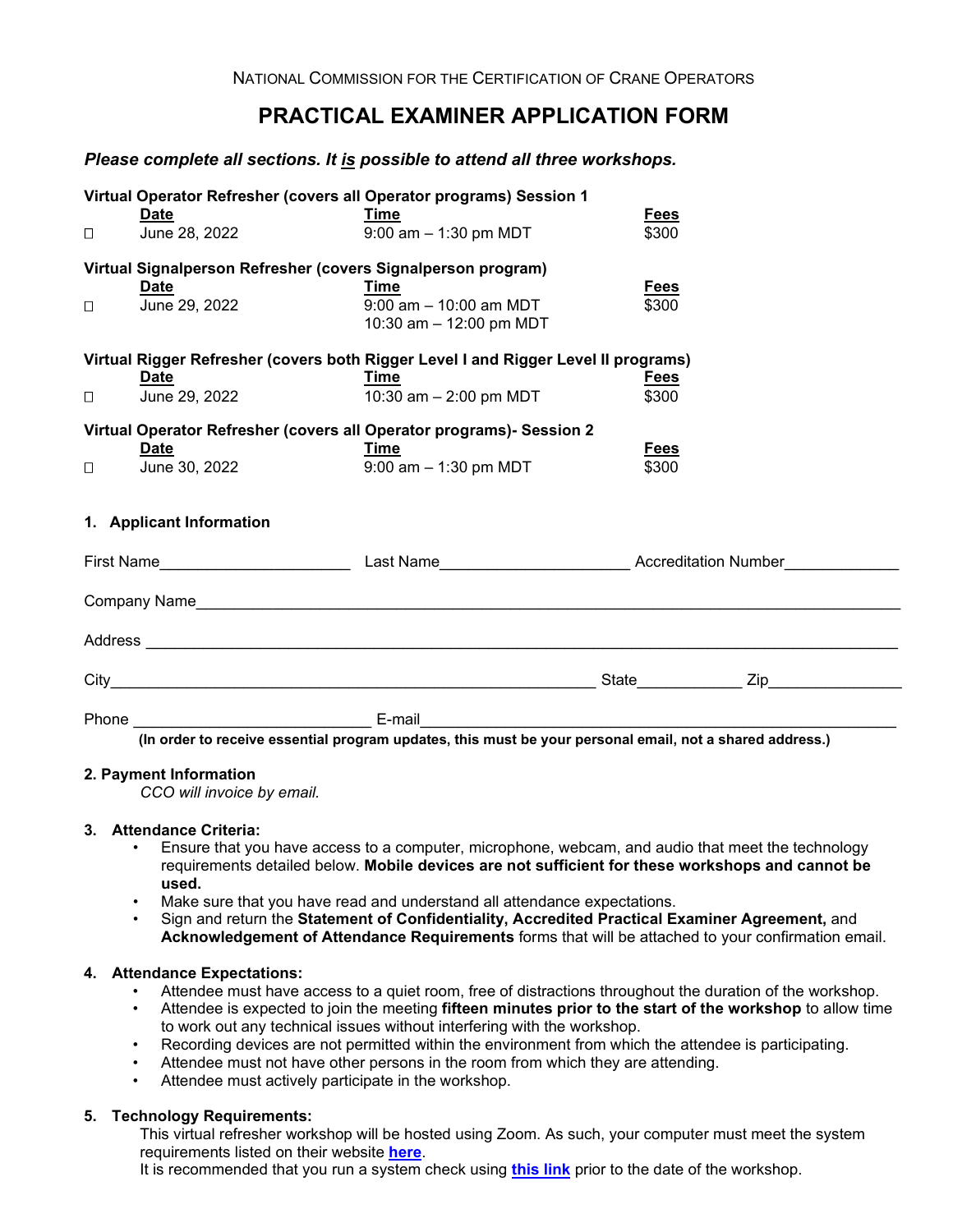NATIONAL COMMISSION FOR THE CERTIFICATION OF CRANE OPERATORS

# PRACTICAL EXAMINER APPLICATION FORM

***Please complete all sections. It is possible to attend all three workshops.***

**Virtual Operator Refresher (covers all Operator programs) Session 1**

| | Date | Time | Fees |
|---|---|---|---|
| ☐ | June 28, 2022 | 9:00 am – 1:30 pm MDT | $300 |

**Virtual Signalperson Refresher (covers Signalperson program)**

| | Date | Time | Fees |
|---|---|---|---|
| ☐ | June 29, 2022 | 9:00 am – 10:00 am MDT<br>10:30 am – 12:00 pm MDT | $300 |

**Virtual Rigger Refresher (covers both Rigger Level I and Rigger Level II programs)**

| | Date | Time | Fees |
|---|---|---|---|
| ☐ | June 29, 2022 | 10:30 am – 2:00 pm MDT | $300 |

**Virtual Operator Refresher (covers all Operator programs)- Session 2**

| | Date | Time | Fees |
|---|---|---|---|
| ☐ | June 30, 2022 | 9:00 am – 1:30 pm MDT | $300 |

## 1. Applicant Information

First Name______________________ Last Name______________________ Accreditation Number_____________

Company Name________________________________________________________________________________

Address ______________________________________________________________________________________

City________________________________________________________ State____________ Zip_______________

Phone ___________________________ E-mail______________________________________________________

**(In order to receive essential program updates, this must be your personal email, not a shared address.)**

## 2. Payment Information

*CCO will invoice by email.*

## 3. Attendance Criteria:

- Ensure that you have access to a computer, microphone, webcam, and audio that meet the technology requirements detailed below. **Mobile devices are not sufficient for these workshops and cannot be used.**
- Make sure that you have read and understand all attendance expectations.
- Sign and return the **Statement of Confidentiality, Accredited Practical Examiner Agreement,** and **Acknowledgement of Attendance Requirements** forms that will be attached to your confirmation email.

## 4. Attendance Expectations:

- Attendee must have access to a quiet room, free of distractions throughout the duration of the workshop.
- Attendee is expected to join the meeting **fifteen minutes prior to the start of the workshop** to allow time to work out any technical issues without interfering with the workshop.
- Recording devices are not permitted within the environment from which the attendee is participating.
- Attendee must not have other persons in the room from which they are attending.
- Attendee must actively participate in the workshop.

## 5. Technology Requirements:

This virtual refresher workshop will be hosted using Zoom. As such, your computer must meet the system requirements listed on their website **here**.
It is recommended that you run a system check using **this link** prior to the date of the workshop.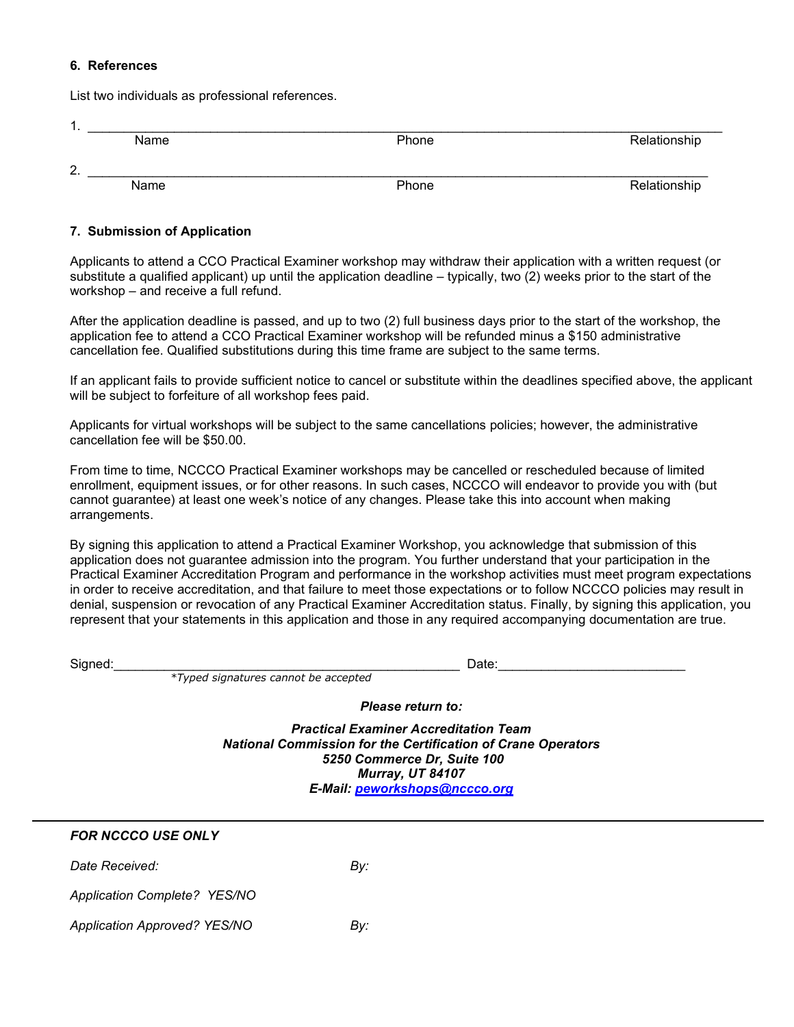### 6. References

List two individuals as professional references.

1. ________________________________________________________________________________
   Name                                        Phone                                        Relationship

2. ________________________________________________________________________________
   Name                                        Phone                                        Relationship

### 7. Submission of Application

Applicants to attend a CCO Practical Examiner workshop may withdraw their application with a written request (or substitute a qualified applicant) up until the application deadline – typically, two (2) weeks prior to the start of the workshop – and receive a full refund.

After the application deadline is passed, and up to two (2) full business days prior to the start of the workshop, the application fee to attend a CCO Practical Examiner workshop will be refunded minus a $150 administrative cancellation fee. Qualified substitutions during this time frame are subject to the same terms.

If an applicant fails to provide sufficient notice to cancel or substitute within the deadlines specified above, the applicant will be subject to forfeiture of all workshop fees paid.

Applicants for virtual workshops will be subject to the same cancellations policies; however, the administrative cancellation fee will be $50.00.

From time to time, NCCCO Practical Examiner workshops may be cancelled or rescheduled because of limited enrollment, equipment issues, or for other reasons. In such cases, NCCCO will endeavor to provide you with (but cannot guarantee) at least one week's notice of any changes. Please take this into account when making arrangements.

By signing this application to attend a Practical Examiner Workshop, you acknowledge that submission of this application does not guarantee admission into the program. You further understand that your participation in the Practical Examiner Accreditation Program and performance in the workshop activities must meet program expectations in order to receive accreditation, and that failure to meet those expectations or to follow NCCCO policies may result in denial, suspension or revocation of any Practical Examiner Accreditation status. Finally, by signing this application, you represent that your statements in this application and those in any required accompanying documentation are true.

Signed:________________________________________________ Date:_________________________

*\*Typed signatures cannot be accepted*

***Please return to:***

***Practical Examiner Accreditation Team***
***National Commission for the Certification of Crane Operators***
***5250 Commerce Dr, Suite 100***
***Murray, UT 84107***
***E-Mail: peworkshops@nccco.org***

---

***FOR NCCCO USE ONLY***

*Date Received:*                    *By:*

*Application Complete? YES/NO*

*Application Approved? YES/NO*                    *By:*